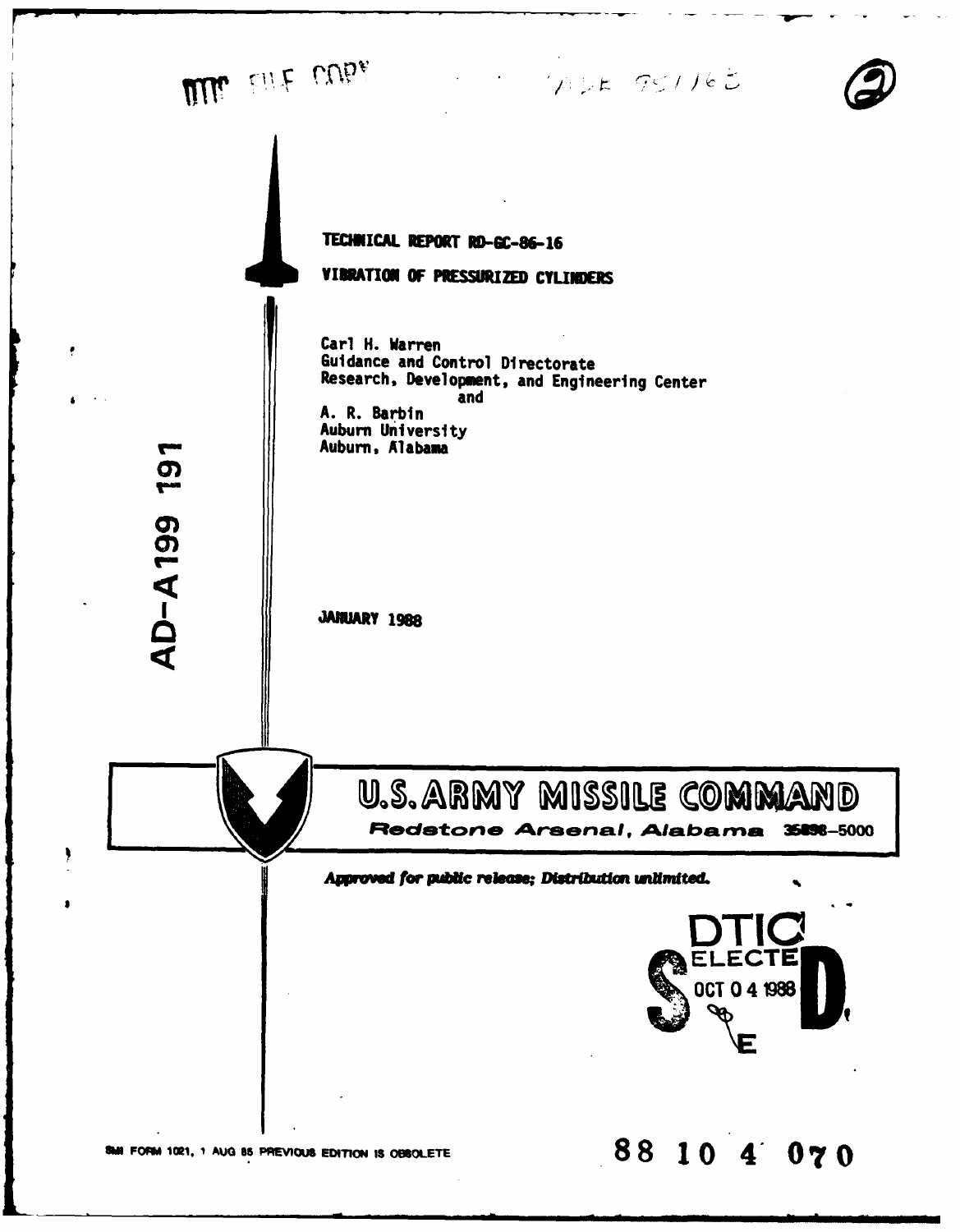DTIC FILE COPY

AD-A199 191

TECHNICAL REPORT RD-GC-86-16

# VIBRATION OF PRESSURIZED CYLINDERS

Carl H. Warren
Guidance and Control Directorate
Research, Development, and Engineering Center
and
A. R. Barbin
Auburn University
Auburn, Alabama

JANUARY 1988

**U.S. ARMY MISSILE COMMAND**

*Redstone Arsenal, Alabama 35898-5000*

***Approved for public release; Distribution unlimited.***

DTIC ELECTE OCT 0 4 1988

SMI FORM 1021, 1 AUG 85 PREVIOUS EDITION IS OBSOLETE

88 10 4 070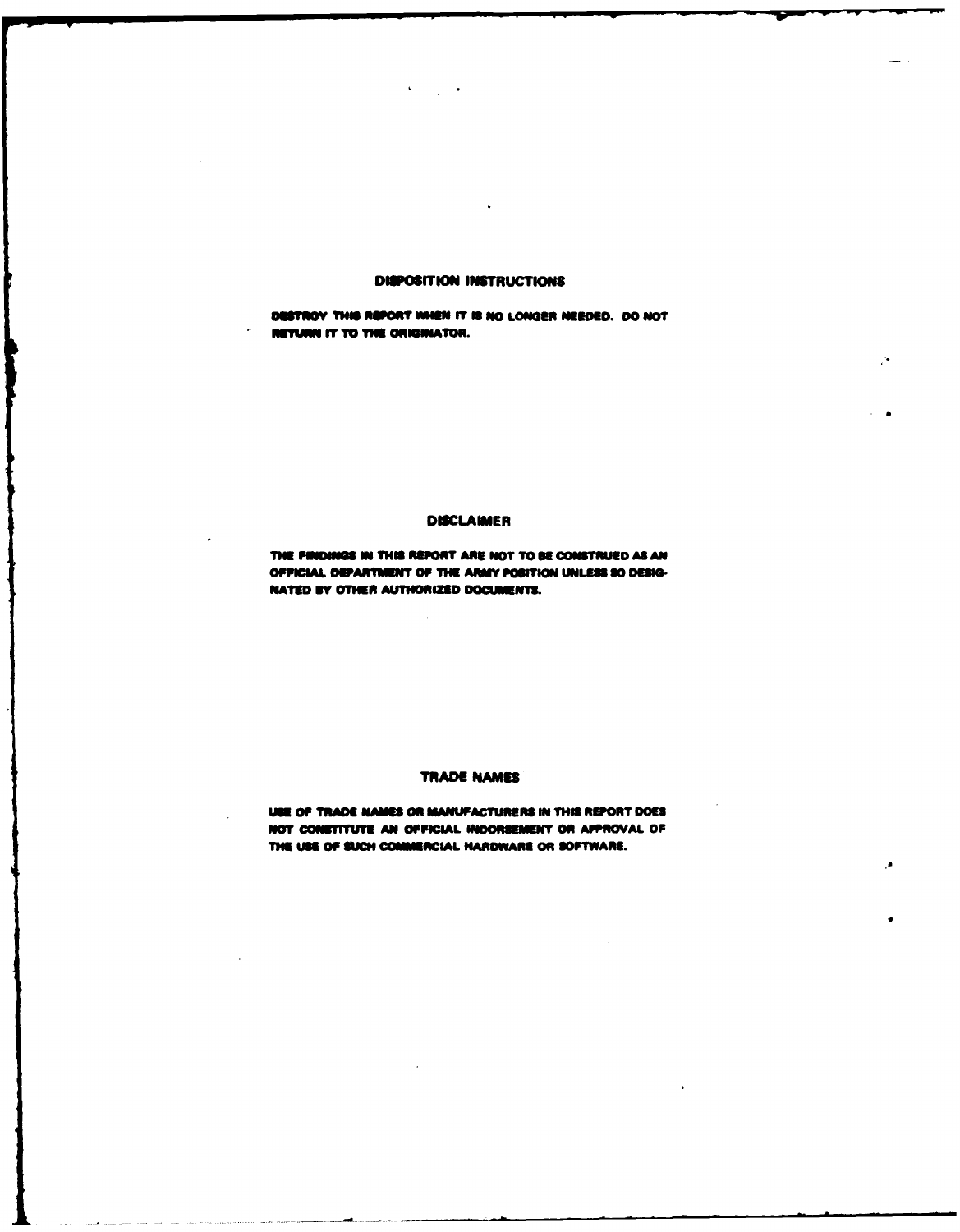## DISPOSITION INSTRUCTIONS

DESTROY THIS REPORT WHEN IT IS NO LONGER NEEDED. DO NOT RETURN IT TO THE ORIGINATOR.

## DISCLAIMER

THE FINDINGS IN THIS REPORT ARE NOT TO BE CONSTRUED AS AN OFFICIAL DEPARTMENT OF THE ARMY POSITION UNLESS SO DESIGNATED BY OTHER AUTHORIZED DOCUMENTS.

## TRADE NAMES

USE OF TRADE NAMES OR MANUFACTURERS IN THIS REPORT DOES NOT CONSTITUTE AN OFFICIAL INDORSEMENT OR APPROVAL OF THE USE OF SUCH COMMERCIAL HARDWARE OR SOFTWARE.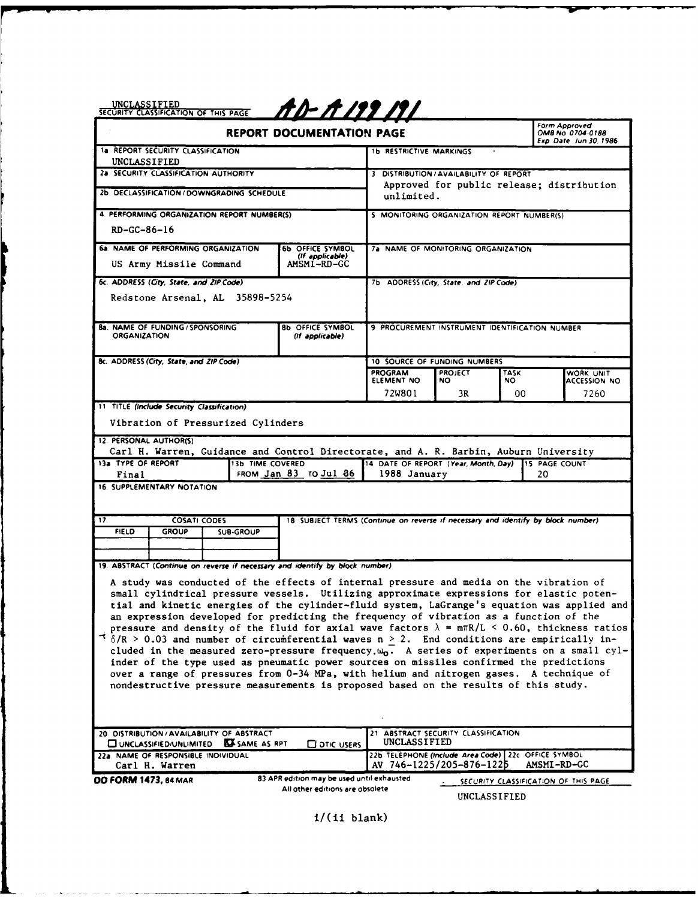UNCLASSIFIED
SECURITY CLASSIFICATION OF THIS PAGE

AD-A199 191

# REPORT DOCUMENTATION PAGE

Form Approved
OMB No 0704-0188
Exp Date Jun 30, 1986

| | |
|---|---|
| 1a REPORT SECURITY CLASSIFICATION: UNCLASSIFIED | 1b RESTRICTIVE MARKINGS |
| 2a SECURITY CLASSIFICATION AUTHORITY | 3 DISTRIBUTION/AVAILABILITY OF REPORT: Approved for public release; distribution unlimited. |
| 2b DECLASSIFICATION/DOWNGRADING SCHEDULE | |
| 4 PERFORMING ORGANIZATION REPORT NUMBER(S): RD-GC-86-16 | 5 MONITORING ORGANIZATION REPORT NUMBER(S) |
| 6a NAME OF PERFORMING ORGANIZATION: US Army Missile Command; 6b OFFICE SYMBOL (If applicable): AMSMI-RD-GC | 7a NAME OF MONITORING ORGANIZATION |
| 6c. ADDRESS (City, State, and ZIP Code): Redstone Arsenal, AL 35898-5254 | 7b ADDRESS (City, State, and ZIP Code) |
| 8a. NAME OF FUNDING/SPONSORING ORGANIZATION; 8b OFFICE SYMBOL (If applicable) | 9 PROCUREMENT INSTRUMENT IDENTIFICATION NUMBER |
| 8c. ADDRESS (City, State, and ZIP Code) | 10 SOURCE OF FUNDING NUMBERS |

| PROGRAM ELEMENT NO | PROJECT NO | TASK NO | WORK UNIT ACCESSION NO |
|---|---|---|---|
| 72W801 | 3R | 00 | 7260 |

11 TITLE (Include Security Classification)

Vibration of Pressurized Cylinders

12 PERSONAL AUTHOR(S)

Carl H. Warren, Guidance and Control Directorate, and A. R. Barbin, Auburn University

| 13a TYPE OF REPORT | 13b TIME COVERED | 14 DATE OF REPORT (Year, Month, Day) | 15 PAGE COUNT |
|---|---|---|---|
| Final | FROM Jan 83 TO Jul 86 | 1988 January | 20 |

16 SUPPLEMENTARY NOTATION

| 17 COSATI CODES | | | 18 SUBJECT TERMS (Continue on reverse if necessary and identify by block number) |
|---|---|---|---|
| FIELD | GROUP | SUB-GROUP | |
| | | | |

19. ABSTRACT (Continue on reverse if necessary and identify by block number)

A study was conducted of the effects of internal pressure and media on the vibration of small cylindrical pressure vessels. Utilizing approximate expressions for elastic potential and kinetic energies of the cylinder-fluid system, LaGrange's equation was applied and an expression developed for predicting the frequency of vibration as a function of the pressure and density of the fluid for axial wave factors $\lambda = m\pi R/L < 0.60$, thickness ratios $\delta/R > 0.03$ and number of circumferential waves $n \geq 2$. End conditions are empirically included in the measured zero-pressure frequency $\omega_0$. A series of experiments on a small cylinder of the type used as pneumatic power sources on missiles confirmed the predictions over a range of pressures from 0-34 MPa, with helium and nitrogen gases. A technique of nondestructive pressure measurements is proposed based on the results of this study.

| | |
|---|---|
| 20 DISTRIBUTION/AVAILABILITY OF ABSTRACT: ☐ UNCLASSIFIED/UNLIMITED ☒ SAME AS RPT ☐ DTIC USERS | 21 ABSTRACT SECURITY CLASSIFICATION: UNCLASSIFIED |
| 22a NAME OF RESPONSIBLE INDIVIDUAL: Carl H. Warren | 22b TELEPHONE (Include Area Code): AV 746-1225/205-876-1225; 22c OFFICE SYMBOL: AMSMI-RD-GC |

DD FORM 1473, 84 MAR — 83 APR edition may be used until exhausted. All other editions are obsolete.

SECURITY CLASSIFICATION OF THIS PAGE
UNCLASSIFIED

i/(ii blank)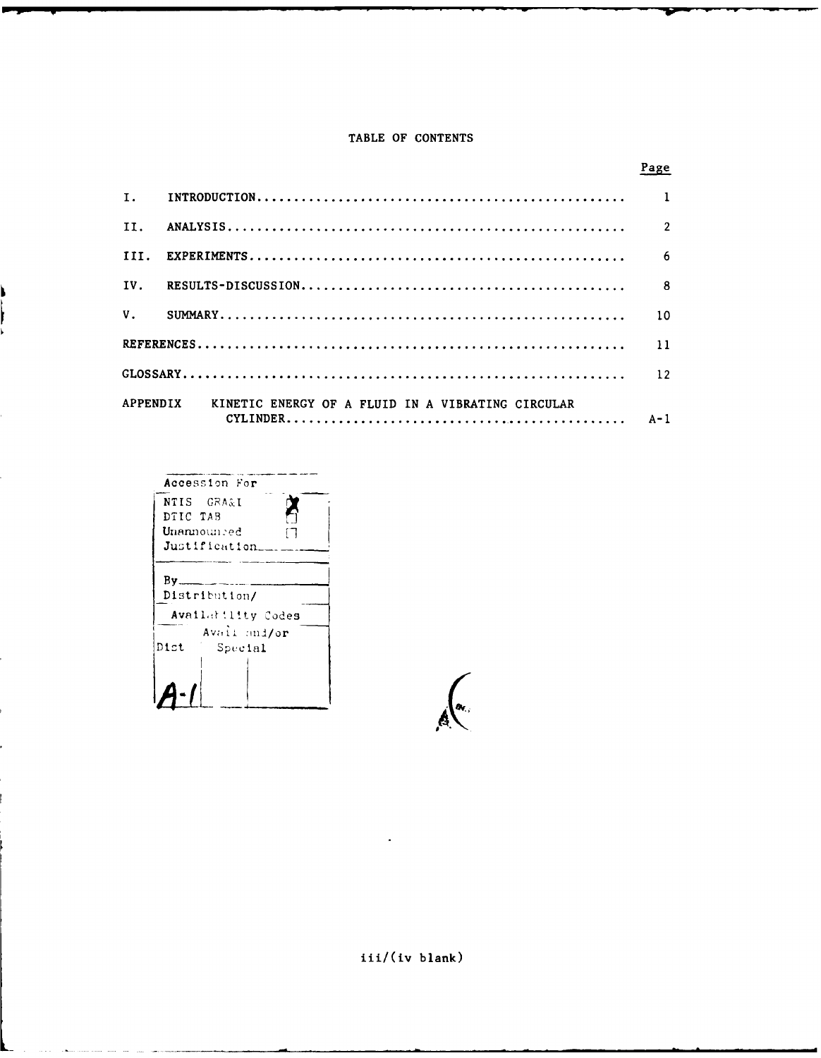## TABLE OF CONTENTS

| | | Page |
|---|---|---|
| I. | INTRODUCTION | 1 |
| II. | ANALYSIS | 2 |
| III. | EXPERIMENTS | 6 |
| IV. | RESULTS-DISCUSSION | 8 |
| V. | SUMMARY | 10 |
| REFERENCES | | 11 |
| GLOSSARY | | 12 |
| APPENDIX | KINETIC ENERGY OF A FLUID IN A VIBRATING CIRCULAR CYLINDER | A-1 |

| Accession For | |
|---|---|
| NTIS GRA&I | X |
| DTIC TAB | |
| Unannounced | |
| Justification | |
| By | |
| Distribution/ | |
| Availability Codes | |
| Dist | Avail and/or Special |
| A-1 | |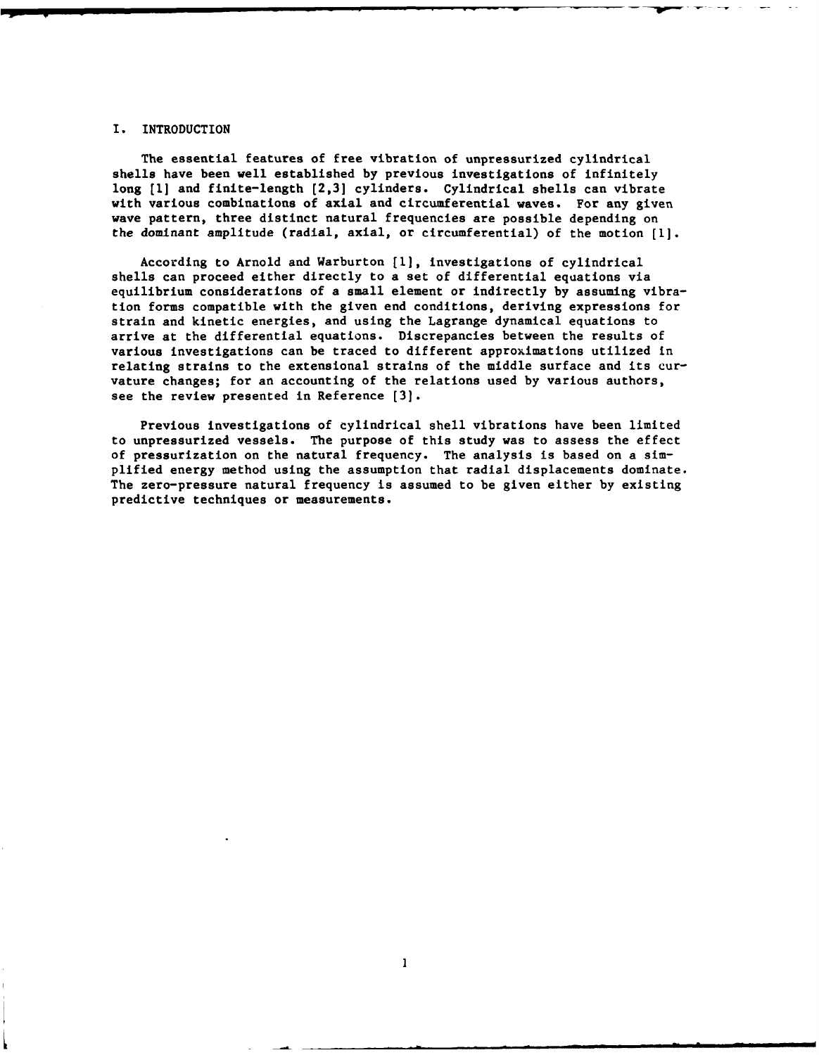# I. INTRODUCTION

The essential features of free vibration of unpressurized cylindrical shells have been well established by previous investigations of infinitely long [1] and finite-length [2,3] cylinders. Cylindrical shells can vibrate with various combinations of axial and circumferential waves. For any given wave pattern, three distinct natural frequencies are possible depending on the dominant amplitude (radial, axial, or circumferential) of the motion [1].

According to Arnold and Warburton [1], investigations of cylindrical shells can proceed either directly to a set of differential equations via equilibrium considerations of a small element or indirectly by assuming vibration forms compatible with the given end conditions, deriving expressions for strain and kinetic energies, and using the Lagrange dynamical equations to arrive at the differential equations. Discrepancies between the results of various investigations can be traced to different approximations utilized in relating strains to the extensional strains of the middle surface and its curvature changes; for an accounting of the relations used by various authors, see the review presented in Reference [3].

Previous investigations of cylindrical shell vibrations have been limited to unpressurized vessels. The purpose of this study was to assess the effect of pressurization on the natural frequency. The analysis is based on a simplified energy method using the assumption that radial displacements dominate. The zero-pressure natural frequency is assumed to be given either by existing predictive techniques or measurements.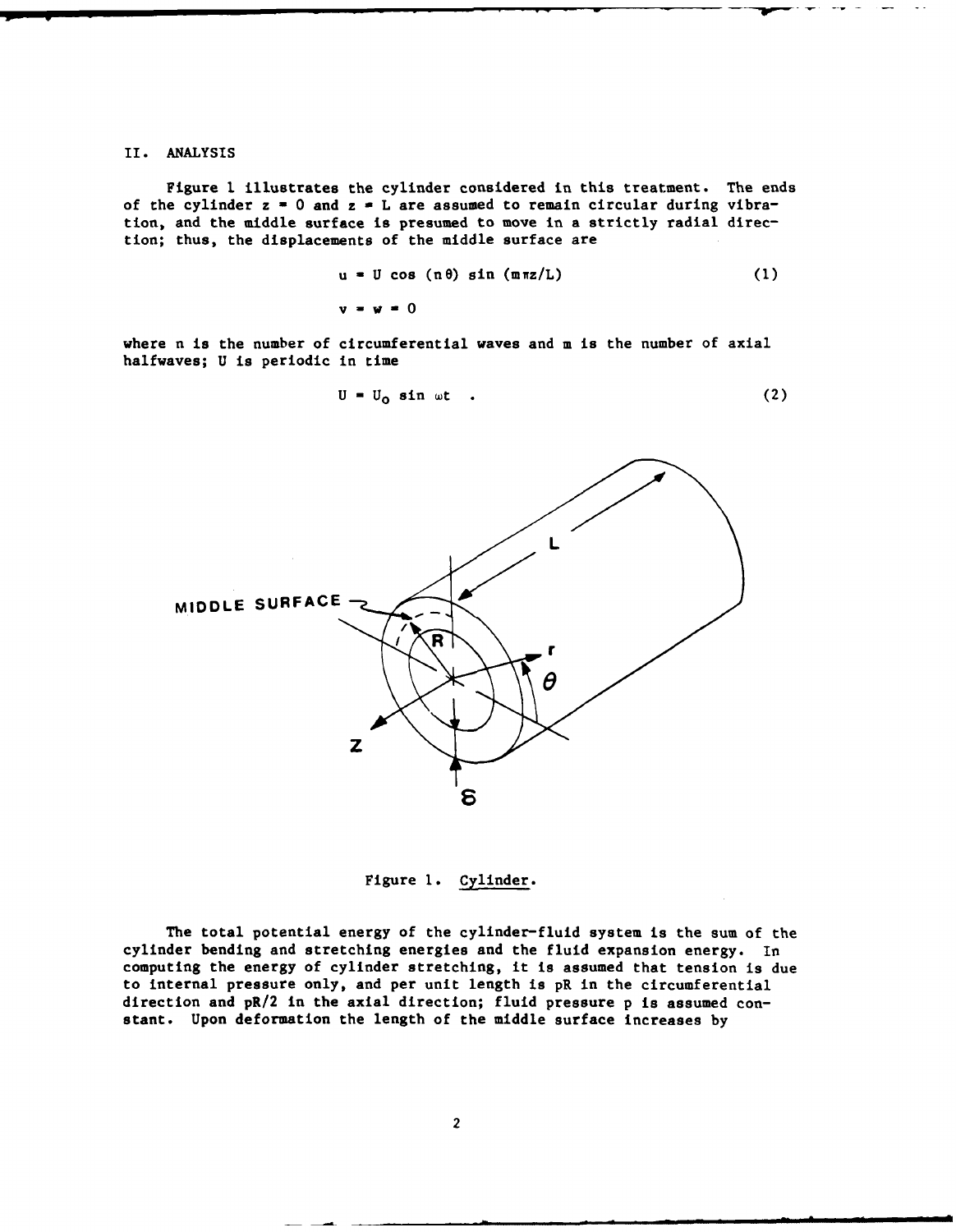## II. ANALYSIS

Figure 1 illustrates the cylinder considered in this treatment. The ends of the cylinder $z = 0$ and $z = L$ are assumed to remain circular during vibration, and the middle surface is presumed to move in a strictly radial direction; thus, the displacements of the middle surface are

$$u = U \cos (n\theta) \sin (m\pi z/L) \tag{1}$$

$$v = w = 0$$

where n is the number of circumferential waves and m is the number of axial halfwaves; U is periodic in time

$$U = U_0 \sin \omega t \quad . \tag{2}$$

Figure 1. Cylinder.

The total potential energy of the cylinder-fluid system is the sum of the cylinder bending and stretching energies and the fluid expansion energy. In computing the energy of cylinder stretching, it is assumed that tension is due to internal pressure only, and per unit length is $pR$ in the circumferential direction and $pR/2$ in the axial direction; fluid pressure p is assumed constant. Upon deformation the length of the middle surface increases by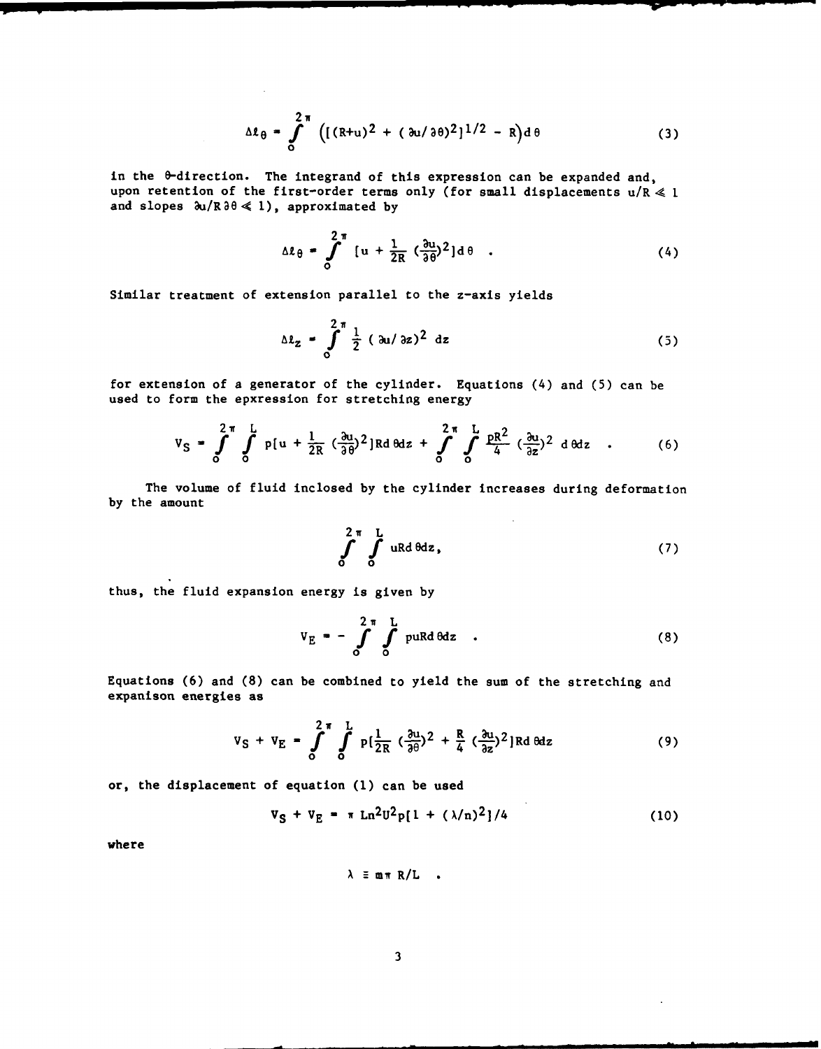$$\Delta \ell_\theta = \int_0^{2\pi} \left( [(R+u)^2 + (\partial u/\partial \theta)^2]^{1/2} - R \right) d\theta \tag{3}$$

in the $\theta$-direction. The integrand of this expression can be expanded and, upon retention of the first-order terms only (for small displacements $u/R \ll 1$ and slopes $\partial u/R\partial\theta \ll 1$), approximated by

$$\Delta \ell_\theta = \int_0^{2\pi} [u + \frac{1}{2R} (\frac{\partial u}{\partial \theta})^2] d\theta \quad . \tag{4}$$

Similar treatment of extension parallel to the z-axis yields

$$\Delta \ell_z = \int_0^{2\pi} \frac{1}{2} (\partial u/\partial z)^2 \, dz \tag{5}$$

for extension of a generator of the cylinder. Equations (4) and (5) can be used to form the epxression for stretching energy

$$V_S = \int_0^{2\pi} \int_0^L p[u + \frac{1}{2R} (\frac{\partial u}{\partial \theta})^2] R d\theta dz + \int_0^{2\pi} \int_0^L \frac{pR^2}{4} (\frac{\partial u}{\partial z})^2 \, d\theta dz \quad . \tag{6}$$

The volume of fluid inclosed by the cylinder increases during deformation by the amount

$$\int_0^{2\pi} \int_0^L uR d\theta dz, \tag{7}$$

thus, the fluid expansion energy is given by

$$V_E = - \int_0^{2\pi} \int_0^L puR d\theta dz \quad . \tag{8}$$

Equations (6) and (8) can be combined to yield the sum of the stretching and expanison energies as

$$V_S + V_E = \int_0^{2\pi} \int_0^L p[\frac{1}{2R} (\frac{\partial u}{\partial \theta})^2 + \frac{R}{4} (\frac{\partial u}{\partial z})^2] R d\theta dz \tag{9}$$

or, the displacement of equation (1) can be used

$$V_S + V_E = \pi L n^2 U^2 p[1 + (\lambda/n)^2]/4 \tag{10}$$

where

$$\lambda \equiv m\pi R/L \quad .$$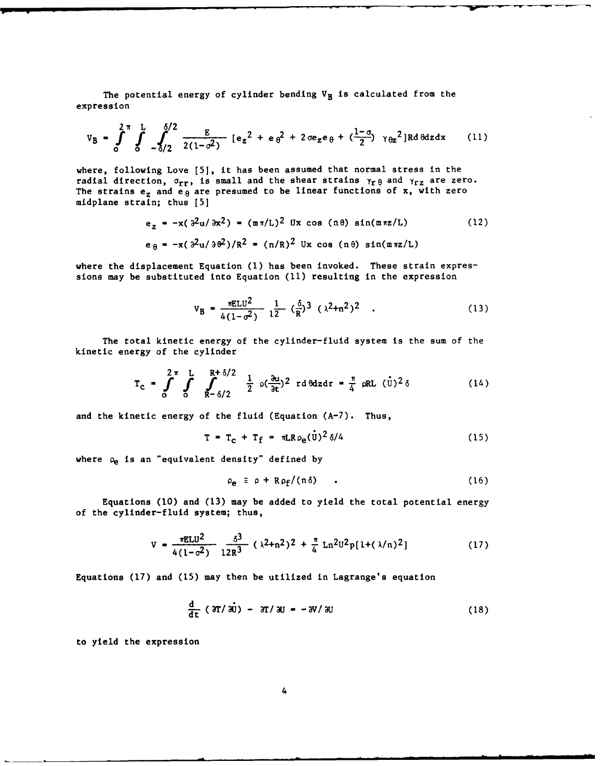The potential energy of cylinder bending $V_B$ is calculated from the expression

$$V_B = \int_0^{2\pi} \int_0^{L} \int_{-\delta/2}^{\delta/2} \frac{E}{2(1-\sigma^2)} [e_z^2 + e_\theta^2 + 2\sigma e_z e_\theta + (\frac{1-\sigma}{2}) \gamma_{\theta z}^2] R d\theta dz dx \tag{11}$$

where, following Love [5], it has been assumed that normal stress in the radial direction, $\sigma_{rr}$, is small and the shear strains $\gamma_{r\theta}$ and $\gamma_{rz}$ are zero. The strains $e_z$ and $e_\theta$ are presumed to be linear functions of x, with zero midplane strain; thus [5]

$$e_z = -x(\partial^2 u/\partial x^2) = (m\pi/L)^2 \, Ux \cos(n\theta) \sin(m\pi z/L) \tag{12}$$

$$e_\theta = -x(\partial^2 u/\partial \theta^2)/R^2 = (n/R)^2 \, Ux \cos(n\theta) \sin(m\pi z/L)$$

where the displacement Equation (1) has been invoked. These strain expressions may be substituted into Equation (11) resulting in the expression

$$V_B = \frac{\pi E L U^2}{4(1-\sigma^2)} \frac{1}{12} (\frac{\delta}{R})^3 (\lambda^2+n^2)^2 \quad . \tag{13}$$

The total kinetic energy of the cylinder-fluid system is the sum of the kinetic energy of the cylinder

$$T_c = \int_0^{2\pi} \int_0^{L} \int_{R-\delta/2}^{R+\delta/2} \frac{1}{2} \rho(\frac{\partial u}{\partial t})^2 \, r d\theta dz dr = \frac{\pi}{4} \rho R L (\dot{U})^2 \delta \tag{14}$$

and the kinetic energy of the fluid (Equation (A-7). Thus,

$$T = T_c + T_f = \pi L R \rho_e (\dot{U})^2 \delta/4 \tag{15}$$

where $\rho_e$ is an "equivalent density" defined by

$$\rho_e \equiv \rho + R\rho_f/(n\delta) \quad . \tag{16}$$

Equations (10) and (13) may be added to yield the total potential energy of the cylinder-fluid system; thus,

$$V = \frac{\pi E L U^2}{4(1-\sigma^2)} \frac{\delta^3}{12R^3} (\lambda^2+n^2)^2 + \frac{\pi}{4} L n^2 U^2 p[1+(\lambda/n)^2] \tag{17}$$

Equations (17) and (15) may then be utilized in Lagrange's equation

$$\frac{d}{dt}(\partial T/\partial \dot{U}) - \partial T/\partial U = -\partial V/\partial U \tag{18}$$

to yield the expression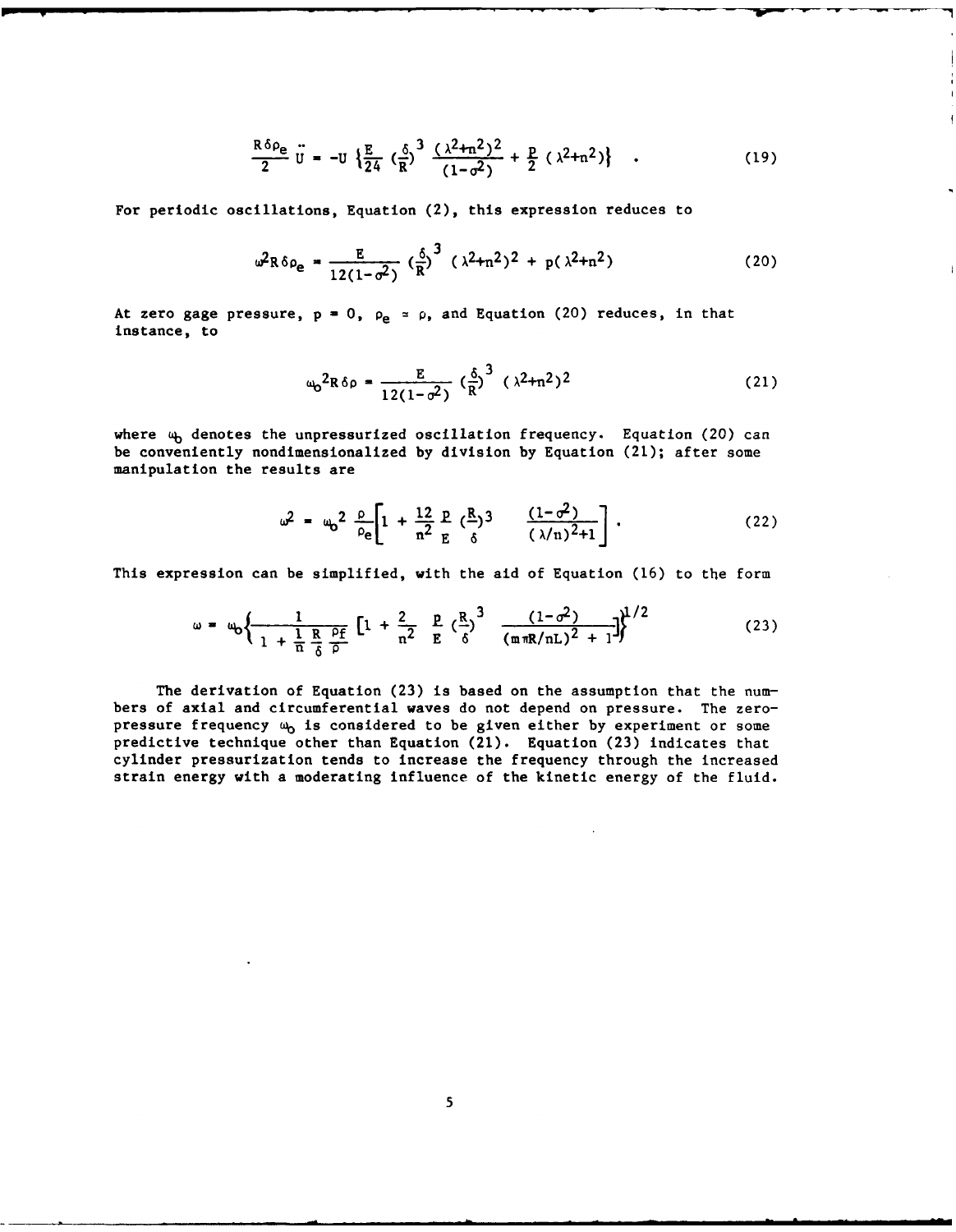$$\frac{R\delta\rho_e}{2}\ddot{U} = -U\left\{\frac{E}{24}\left(\frac{\delta}{R}\right)^3\frac{(\lambda^2+n^2)^2}{(1-\sigma^2)} + \frac{p}{2}(\lambda^2+n^2)\right\} \quad . \tag{19}$$

For periodic oscillations, Equation (2), this expression reduces to

$$\omega^2 R\delta\rho_e = \frac{E}{12(1-\sigma^2)}\left(\frac{\delta}{R}\right)^3(\lambda^2+n^2)^2 + p(\lambda^2+n^2) \tag{20}$$

At zero gage pressure, $p = 0$, $\rho_e \simeq \rho$, and Equation (20) reduces, in that instance, to

$$\omega_o^2 R\delta\rho = \frac{E}{12(1-\sigma^2)}\left(\frac{\delta}{R}\right)^3(\lambda^2+n^2)^2 \tag{21}$$

where $\omega_o$ denotes the unpressurized oscillation frequency. Equation (20) can be conveniently nondimensionalized by division by Equation (21); after some manipulation the results are

$$\omega^2 = \omega_o^2\frac{\rho}{\rho_e}\left[1 + \frac{12}{n^2}\frac{p}{E}\left(\frac{R}{\delta}\right)^3\frac{(1-\sigma^2)}{(\lambda/n)^2+1}\right] . \tag{22}$$

This expression can be simplified, with the aid of Equation (16) to the form

$$\omega = \omega_o\left\{\frac{1}{1 + \frac{1}{n}\frac{R}{\delta}\frac{\rho_f}{\rho}}\left[1 + \frac{2}{n^2}\frac{p}{E}\left(\frac{R}{\delta}\right)^3\frac{(1-\sigma^2)}{(m\pi R/nL)^2 + 1}\right]\right\}^{1/2} \tag{23}$$

The derivation of Equation (23) is based on the assumption that the numbers of axial and circumferential waves do not depend on pressure. The zero-pressure frequency $\omega_o$ is considered to be given either by experiment or some predictive technique other than Equation (21). Equation (23) indicates that cylinder pressurization tends to increase the frequency through the increased strain energy with a moderating influence of the kinetic energy of the fluid.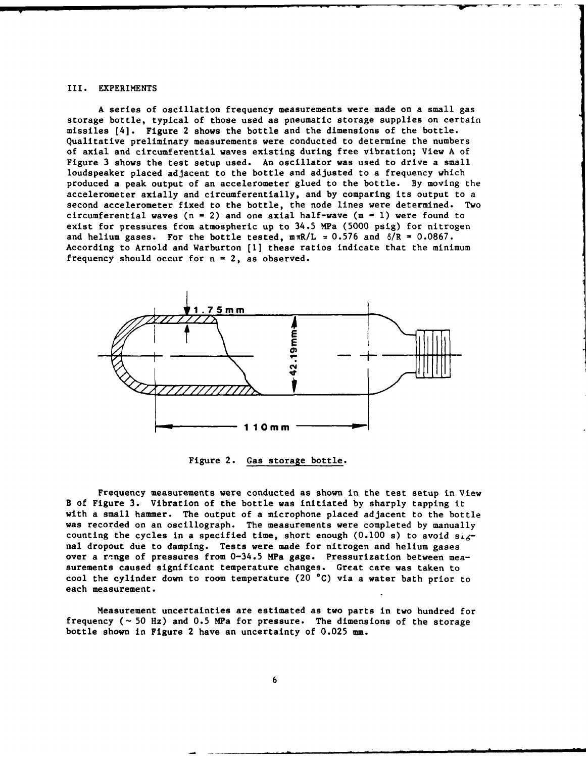## III. EXPERIMENTS

A series of oscillation frequency measurements were made on a small gas storage bottle, typical of those used as pneumatic storage supplies on certain missiles [4]. Figure 2 shows the bottle and the dimensions of the bottle. Qualitative preliminary measurements were conducted to determine the numbers of axial and circumferential waves existing during free vibration; View A of Figure 3 shows the test setup used. An oscillator was used to drive a small loudspeaker placed adjacent to the bottle and adjusted to a frequency which produced a peak output of an accelerometer glued to the bottle. By moving the accelerometer axially and circumferentially, and by comparing its output to a second accelerometer fixed to the bottle, the node lines were determined. Two circumferential waves ($n = 2$) and one axial half-wave ($m = 1$) were found to exist for pressures from atmospheric up to 34.5 MPa (5000 psig) for nitrogen and helium gases. For the bottle tested, $m\pi R/L = 0.576$ and $\delta/R = 0.0867$. According to Arnold and Warburton [1] these ratios indicate that the minimum frequency should occur for $n = 2$, as observed.

1.75mm

42.19mm

110mm

Figure 2. Gas storage bottle.

Frequency measurements were conducted as shown in the test setup in View B of Figure 3. Vibration of the bottle was initiated by sharply tapping it with a small hammer. The output of a microphone placed adjacent to the bottle was recorded on an oscillograph. The measurements were completed by manually counting the cycles in a specified time, short enough (0.100 s) to avoid signal dropout due to damping. Tests were made for nitrogen and helium gases over a range of pressures from 0-34.5 MPa gage. Pressurization between measurements caused significant temperature changes. Great care was taken to cool the cylinder down to room temperature (20 °C) via a water bath prior to each measurement.

Measurement uncertainties are estimated as two parts in two hundred for frequency ($\sim$ 50 Hz) and 0.5 MPa for pressure. The dimensions of the storage bottle shown in Figure 2 have an uncertainty of 0.025 mm.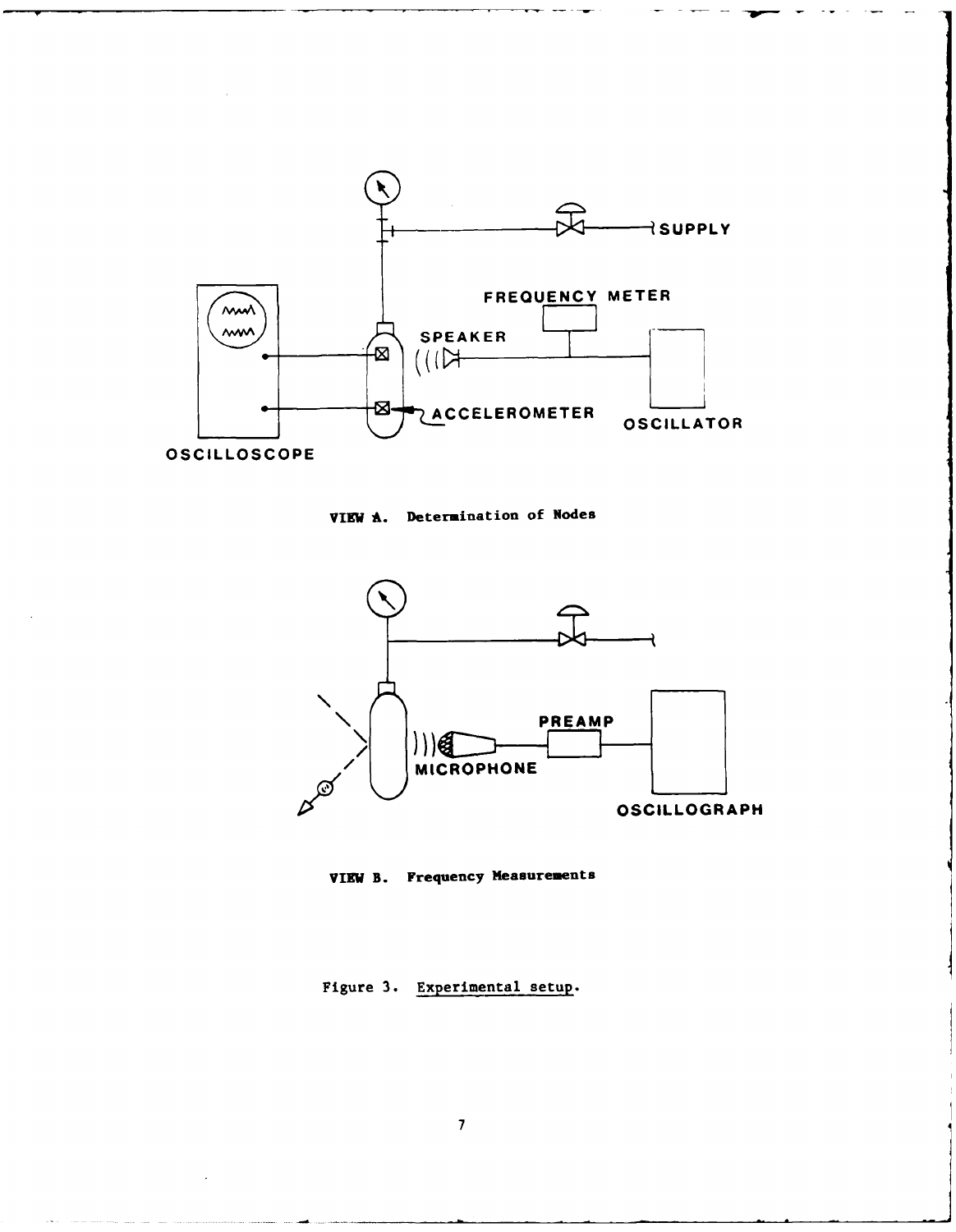VIEW A. Determination of Nodes

VIEW B. Frequency Measurements

Figure 3. Experimental setup.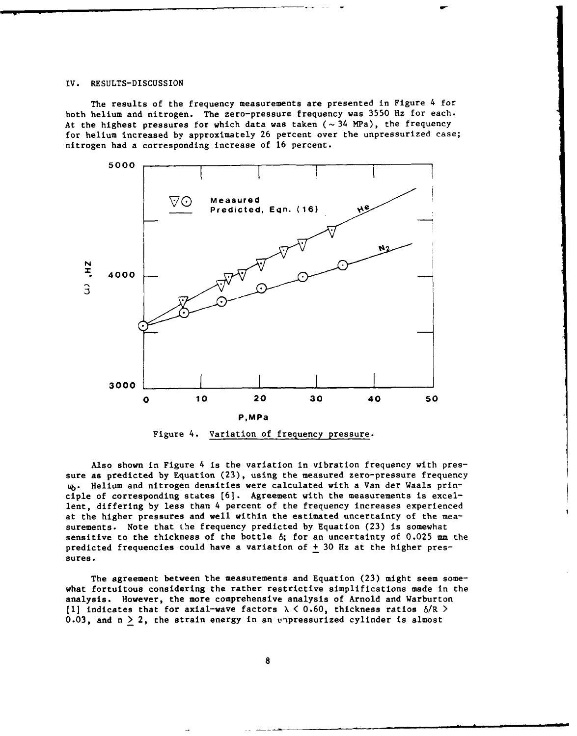## IV. RESULTS-DISCUSSION

The results of the frequency measurements are presented in Figure 4 for both helium and nitrogen. The zero-pressure frequency was 3550 Hz for each. At the highest pressures for which data was taken ($\sim$ 34 MPa), the frequency for helium increased by approximately 26 percent over the unpressurized case; nitrogen had a corresponding increase of 16 percent.

Figure 4. Variation of frequency pressure.

Also shown in Figure 4 is the variation in vibration frequency with pressure as predicted by Equation (23), using the measured zero-pressure frequency $\omega_0$. Helium and nitrogen densities were calculated with a Van der Waals principle of corresponding states [6]. Agreement with the measurements is excellent, differing by less than 4 percent of the frequency increases experienced at the higher pressures and well within the estimated uncertainty of the measurements. Note that the frequency predicted by Equation (23) is somewhat sensitive to the thickness of the bottle $\delta$; for an uncertainty of 0.025 mm the predicted frequencies could have a variation of $\pm$ 30 Hz at the higher pressures.

The agreement between the measurements and Equation (23) might seem somewhat fortuitous considering the rather restrictive simplifications made in the analysis. However, the more comprehensive analysis of Arnold and Warburton [1] indicates that for axial-wave factors $\lambda < 0.60$, thickness ratios $\delta/R > 0.03$, and $n \geq 2$, the strain energy in an unpressurized cylinder is almost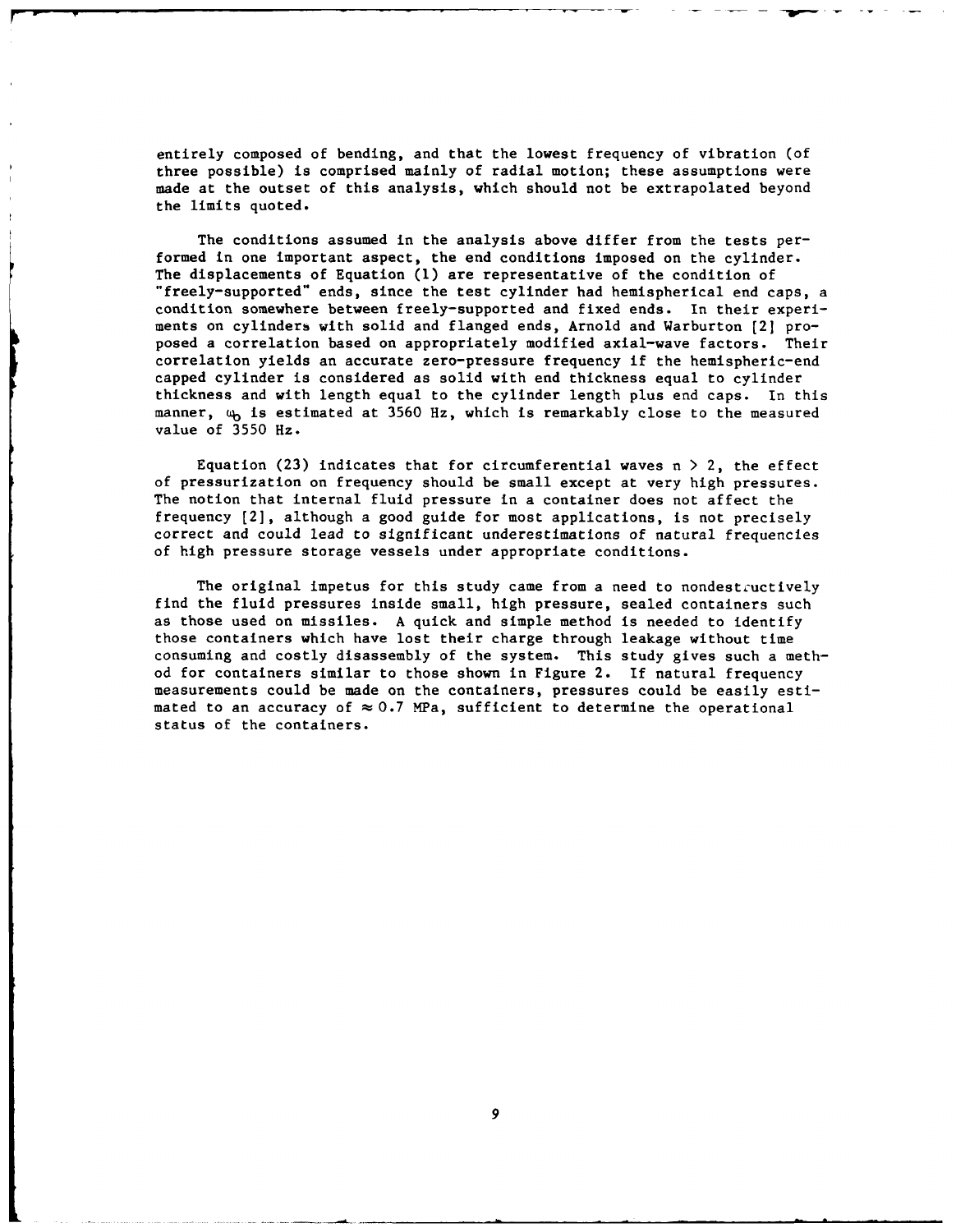entirely composed of bending, and that the lowest frequency of vibration (of three possible) is comprised mainly of radial motion; these assumptions were made at the outset of this analysis, which should not be extrapolated beyond the limits quoted.

The conditions assumed in the analysis above differ from the tests performed in one important aspect, the end conditions imposed on the cylinder. The displacements of Equation (1) are representative of the condition of "freely-supported" ends, since the test cylinder had hemispherical end caps, a condition somewhere between freely-supported and fixed ends. In their experiments on cylinders with solid and flanged ends, Arnold and Warburton [2] proposed a correlation based on appropriately modified axial-wave factors. Their correlation yields an accurate zero-pressure frequency if the hemispheric-end capped cylinder is considered as solid with end thickness equal to cylinder thickness and with length equal to the cylinder length plus end caps. In this manner, $\omega_0$ is estimated at 3560 Hz, which is remarkably close to the measured value of 3550 Hz.

Equation (23) indicates that for circumferential waves $n > 2$, the effect of pressurization on frequency should be small except at very high pressures. The notion that internal fluid pressure in a container does not affect the frequency [2], although a good guide for most applications, is not precisely correct and could lead to significant underestimations of natural frequencies of high pressure storage vessels under appropriate conditions.

The original impetus for this study came from a need to nondestructively find the fluid pressures inside small, high pressure, sealed containers such as those used on missiles. A quick and simple method is needed to identify those containers which have lost their charge through leakage without time consuming and costly disassembly of the system. This study gives such a method for containers similar to those shown in Figure 2. If natural frequency measurements could be made on the containers, pressures could be easily estimated to an accuracy of $\approx 0.7$ MPa, sufficient to determine the operational status of the containers.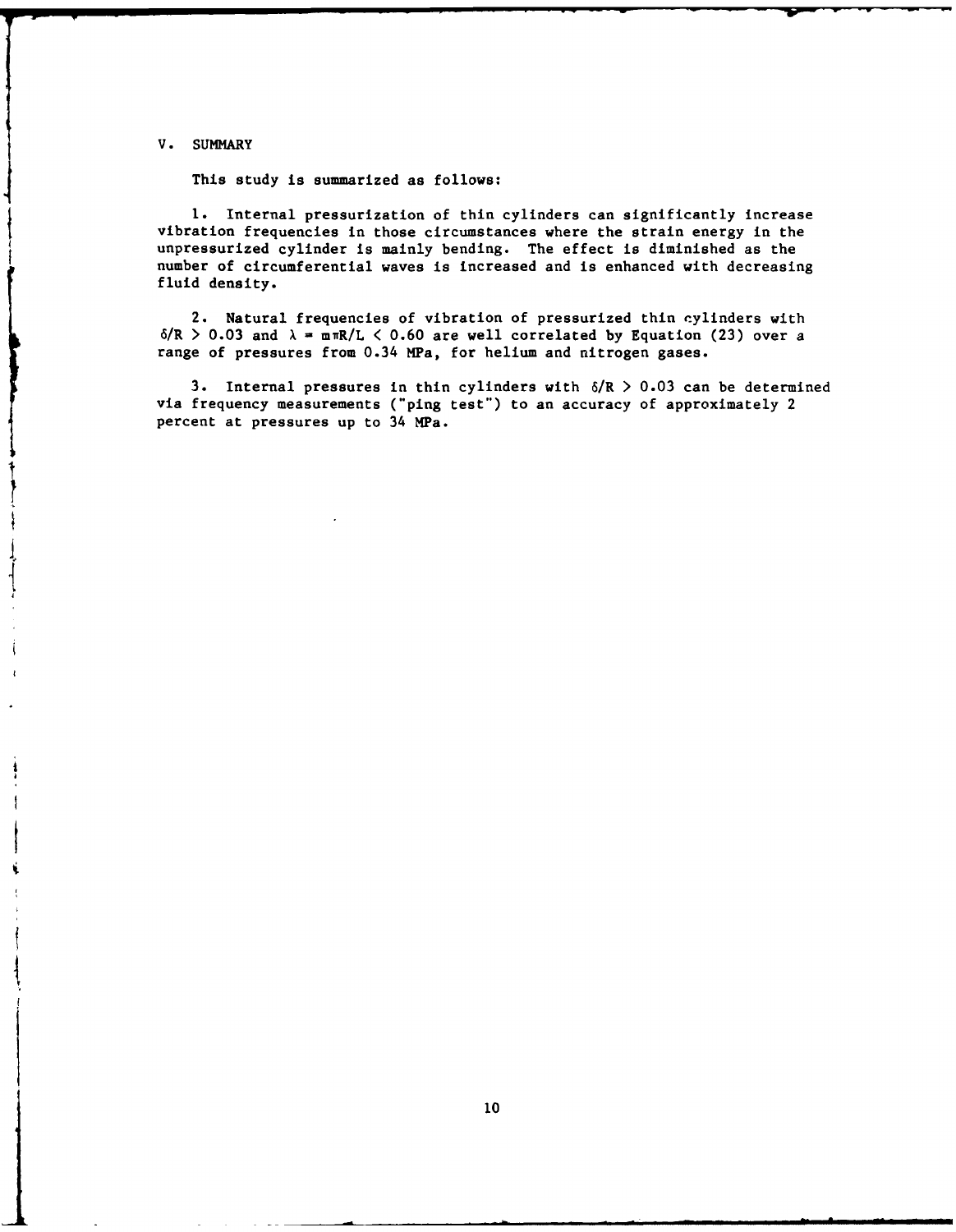## V. SUMMARY

This study is summarized as follows:

1. Internal pressurization of thin cylinders can significantly increase vibration frequencies in those circumstances where the strain energy in the unpressurized cylinder is mainly bending. The effect is diminished as the number of circumferential waves is increased and is enhanced with decreasing fluid density.

2. Natural frequencies of vibration of pressurized thin cylinders with $\delta/R > 0.03$ and $\lambda = m\pi R/L < 0.60$ are well correlated by Equation (23) over a range of pressures from 0.34 MPa, for helium and nitrogen gases.

3. Internal pressures in thin cylinders with $\delta/R > 0.03$ can be determined via frequency measurements ("ping test") to an accuracy of approximately 2 percent at pressures up to 34 MPa.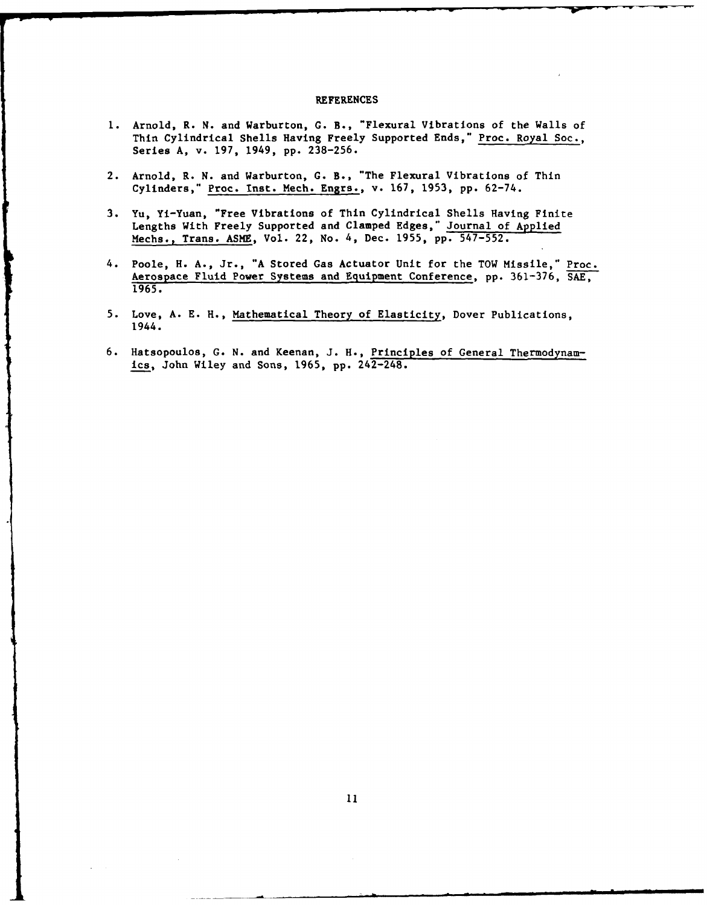# REFERENCES

1. Arnold, R. N. and Warburton, G. B., "Flexural Vibrations of the Walls of Thin Cylindrical Shells Having Freely Supported Ends," Proc. Royal Soc., Series A, v. 197, 1949, pp. 238-256.

2. Arnold, R. N. and Warburton, G. B., "The Flexural Vibrations of Thin Cylinders," Proc. Inst. Mech. Engrs., v. 167, 1953, pp. 62-74.

3. Yu, Yi-Yuan, "Free Vibrations of Thin Cylindrical Shells Having Finite Lengths With Freely Supported and Clamped Edges," Journal of Applied Mechs., Trans. ASME, Vol. 22, No. 4, Dec. 1955, pp. 547-552.

4. Poole, H. A., Jr., "A Stored Gas Actuator Unit for the TOW Missile," Proc. Aerospace Fluid Power Systems and Equipment Conference, pp. 361-376, SAE, 1965.

5. Love, A. E. H., Mathematical Theory of Elasticity, Dover Publications, 1944.

6. Hatsopoulos, G. N. and Keenan, J. H., Principles of General Thermodynamics, John Wiley and Sons, 1965, pp. 242-248.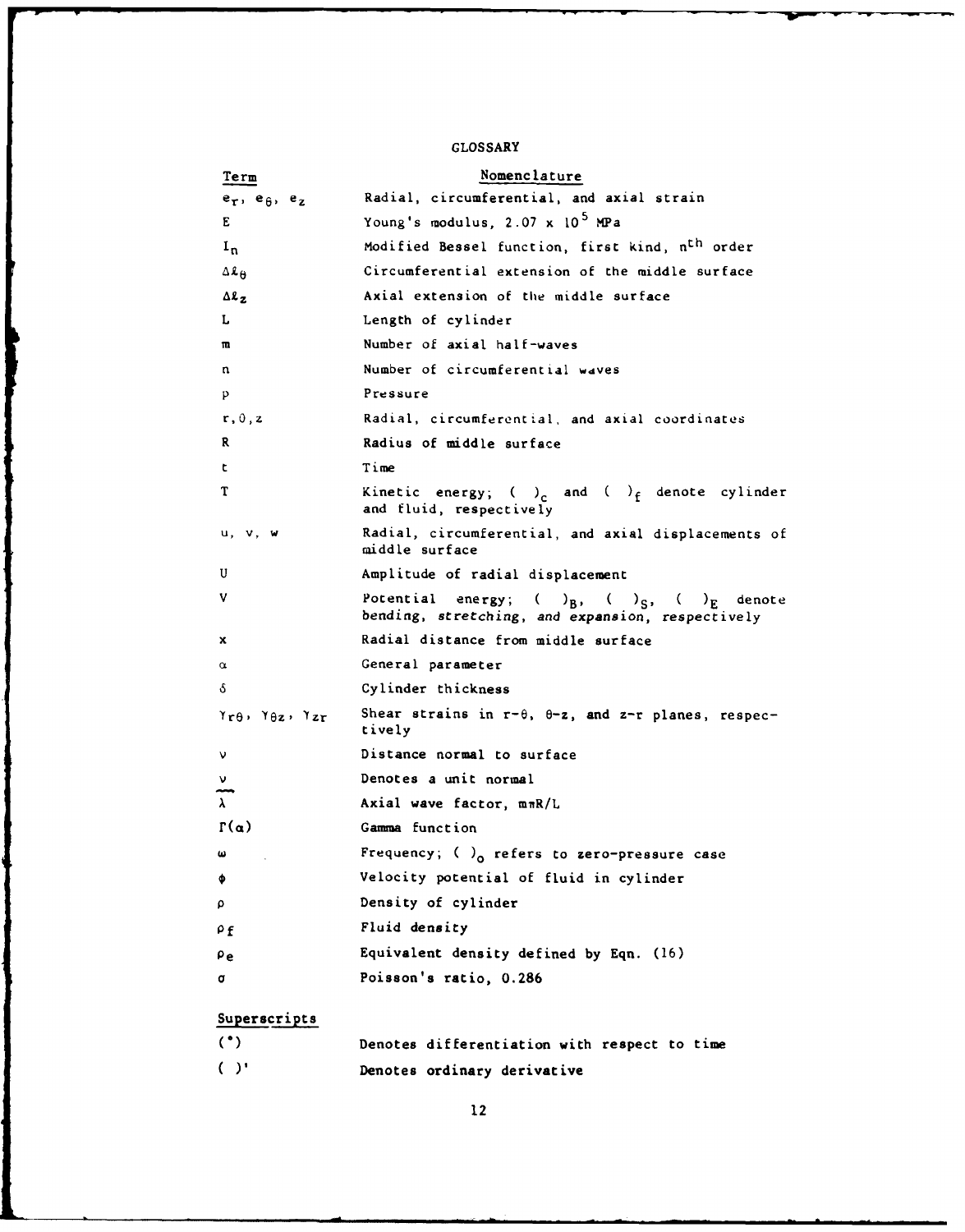# GLOSSARY

| Term | Nomenclature |
| --- | --- |
| $e_r$, $e_\theta$, $e_z$ | Radial, circumferential, and axial strain |
| $E$ | Young's modulus, $2.07 \times 10^5$ MPa |
| $I_n$ | Modified Bessel function, first kind, $n^{th}$ order |
| $\Delta\ell_\theta$ | Circumferential extension of the middle surface |
| $\Delta\ell_z$ | Axial extension of the middle surface |
| $L$ | Length of cylinder |
| $m$ | Number of axial half-waves |
| $n$ | Number of circumferential waves |
| $p$ | Pressure |
| $r, \theta, z$ | Radial, circumferential, and axial coordinates |
| $R$ | Radius of middle surface |
| $t$ | Time |
| $T$ | Kinetic energy; $(\ )_c$ and $(\ )_f$ denote cylinder and fluid, respectively |
| $u$, $v$, $w$ | Radial, circumferential, and axial displacements of middle surface |
| $U$ | Amplitude of radial displacement |
| $V$ | Potential energy; $(\ )_B$, $(\ )_S$, $(\ )_E$ denote bending, stretching, and expansion, respectively |
| $x$ | Radial distance from middle surface |
| $\alpha$ | General parameter |
| $\delta$ | Cylinder thickness |
| $\gamma_{r\theta}$, $\gamma_{\theta z}$, $\gamma_{zr}$ | Shear strains in r-θ, θ-z, and z-r planes, respectively |
| $\nu$ | Distance normal to surface |
| $\underset{\sim}{\nu}$ | Denotes a unit normal |
| $\lambda$ | Axial wave factor, $m\pi R/L$ |
| $\Gamma(\alpha)$ | Gamma function |
| $\omega$ | Frequency; $(\ )_o$ refers to zero-pressure case |
| $\phi$ | Velocity potential of fluid in cylinder |
| $\rho$ | Density of cylinder |
| $\rho_f$ | Fluid density |
| $\rho_e$ | Equivalent density defined by Eqn. (16) |
| $\sigma$ | Poisson's ratio, 0.286 |

## Superscripts

| | |
| --- | --- |
| $(\dot{\ })$ | Denotes differentiation with respect to time |
| $(\ )'$ | Denotes ordinary derivative |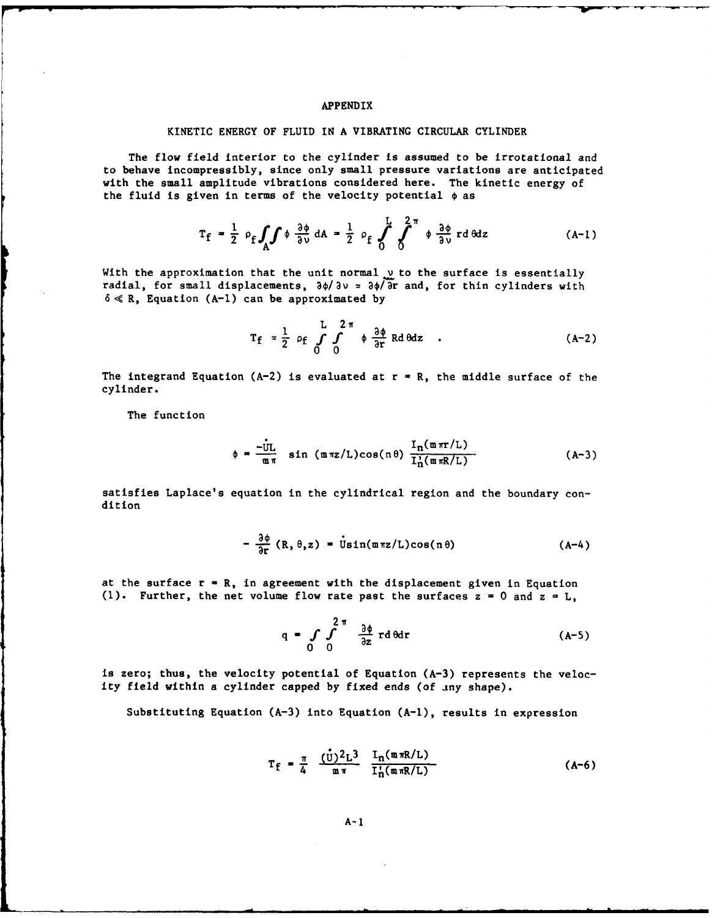# APPENDIX

## KINETIC ENERGY OF FLUID IN A VIBRATING CIRCULAR CYLINDER

The flow field interior to the cylinder is assumed to be irrotational and to behave incompressibly, since only small pressure variations are anticipated with the small amplitude vibrations considered here. The kinetic energy of the fluid is given in terms of the velocity potential $\phi$ as

$$T_f = \frac{1}{2}\rho_f \iint_A \phi \frac{\partial \phi}{\partial \nu} dA = \frac{1}{2}\rho_f \int_0^L \int_0^{2\pi} \phi \frac{\partial \phi}{\partial \nu} r\, d\theta dz \tag{A-1}$$

With the approximation that the unit normal $\underset{\sim}{\nu}$ to the surface is essentially radial, for small displacements, $\partial\phi/\partial\nu \approx \partial\phi/\partial r$ and, for thin cylinders with $\delta \ll R$, Equation (A-1) can be approximated by

$$T_f \approx \frac{1}{2}\rho_f \int_0^L \int_0^{2\pi} \phi \frac{\partial \phi}{\partial r} R\, d\theta dz \quad . \tag{A-2}$$

The integrand Equation (A-2) is evaluated at $r = R$, the middle surface of the cylinder.

The function

$$\phi = \frac{-\dot{U}L}{m\pi} \sin(m\pi z/L)\cos(n\theta) \frac{I_n(m\pi r/L)}{I_n'(m\pi R/L)} \tag{A-3}$$

satisfies Laplace's equation in the cylindrical region and the boundary condition

$$-\frac{\partial \phi}{\partial r}(R,\theta,z) = \dot{U}\sin(m\pi z/L)\cos(n\theta) \tag{A-4}$$

at the surface $r = R$, in agreement with the displacement given in Equation (1). Further, the net volume flow rate past the surfaces $z = 0$ and $z = L$,

$$q = \int_0 \int_0^{2\pi} \frac{\partial \phi}{\partial z} r\, d\theta dr \tag{A-5}$$

is zero; thus, the velocity potential of Equation (A-3) represents the velocity field within a cylinder capped by fixed ends (of any shape).

Substituting Equation (A-3) into Equation (A-1), results in expression

$$T_f = \frac{\pi}{4} \frac{(\dot{U})^2 L^3}{m\pi} \frac{I_n(m\pi R/L)}{I_n'(m\pi R/L)} \tag{A-6}$$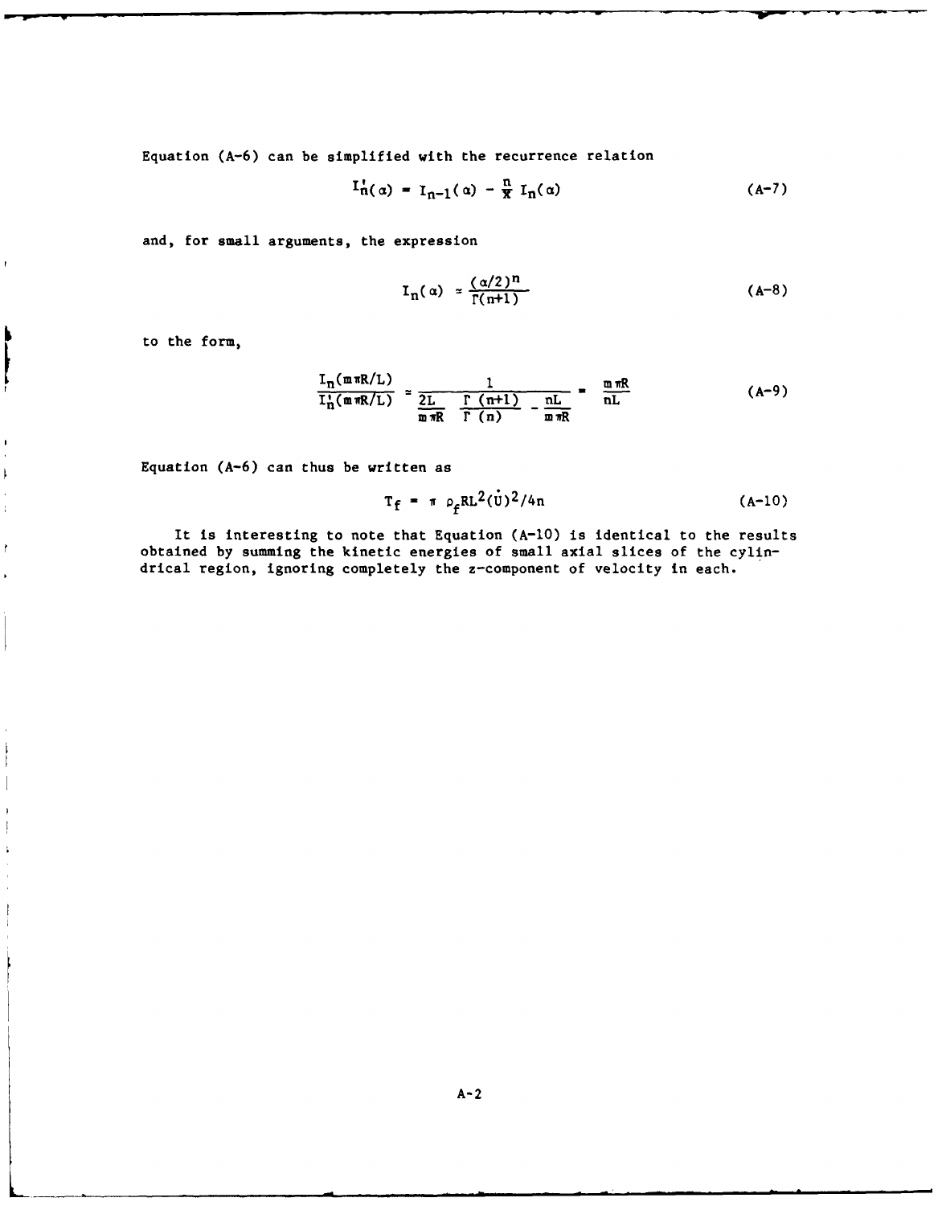Equation (A-6) can be simplified with the recurrence relation

$$I_n'(\alpha) = I_{n-1}(\alpha) - \frac{n}{x} I_n(\alpha) \tag{A-7}$$

and, for small arguments, the expression

$$I_n(\alpha) \approx \frac{(\alpha/2)^n}{\Gamma(n+1)} \tag{A-8}$$

to the form,

$$\frac{I_n(m\pi R/L)}{I_n'(m\pi R/L)} \approx \frac{1}{\frac{2L}{m\pi R}\,\frac{\Gamma(n+1)}{\Gamma(n)} - \frac{nL}{m\pi R}} = \frac{m\pi R}{nL} \tag{A-9}$$

Equation (A-6) can thus be written as

$$T_f = \pi\, \rho_f R L^2 (\dot{U})^2 / 4n \tag{A-10}$$

It is interesting to note that Equation (A-10) is identical to the results obtained by summing the kinetic energies of small axial slices of the cylindrical region, ignoring completely the z-component of velocity in each.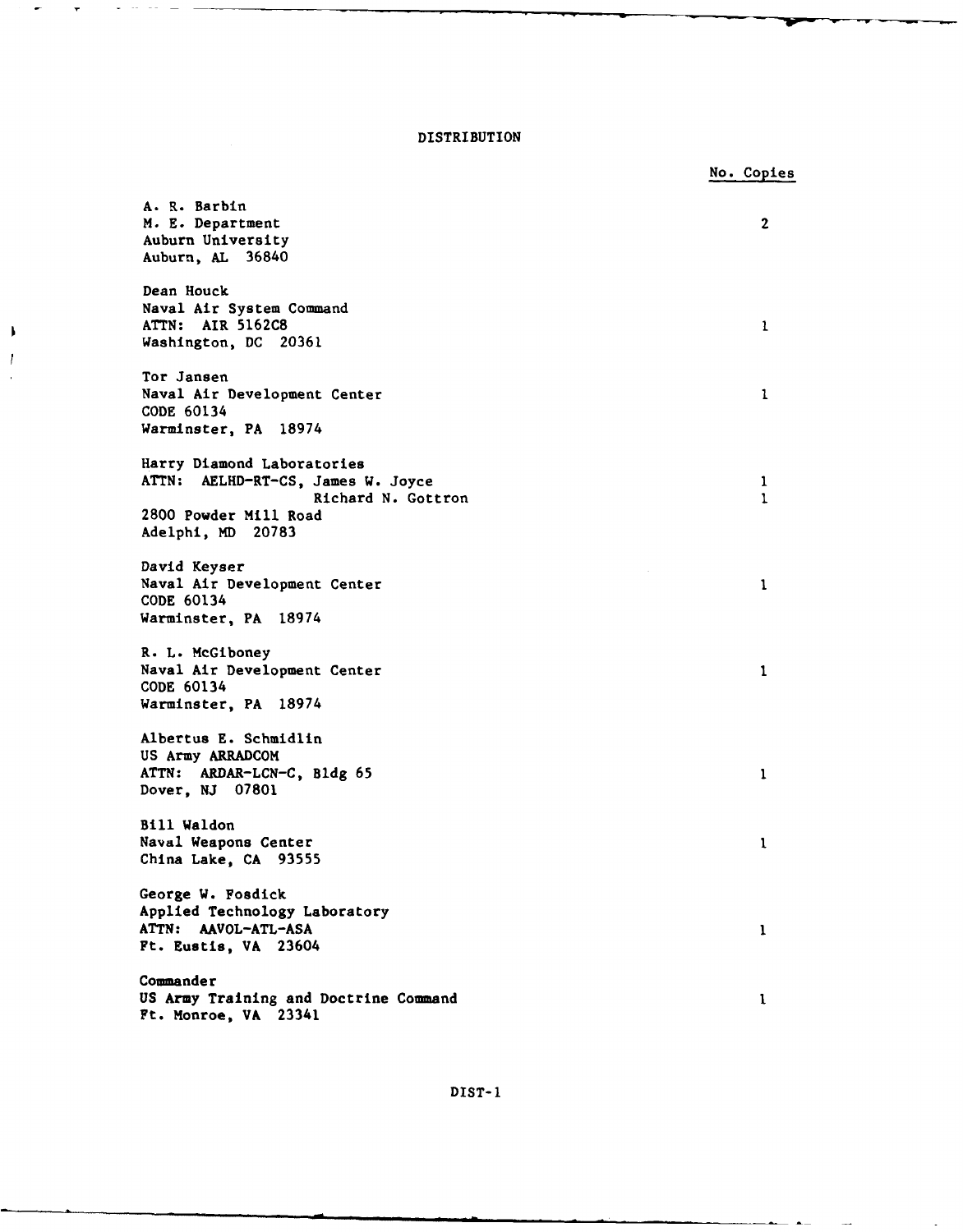# DISTRIBUTION

| | No. Copies |
|---|---|
| A. R. Barbin<br>M. E. Department<br>Auburn University<br>Auburn, AL 36840 | 2 |
| Dean Houck<br>Naval Air System Command<br>ATTN: AIR 5162C8<br>Washington, DC 20361 | 1 |
| Tor Jansen<br>Naval Air Development Center<br>CODE 60134<br>Warminster, PA 18974 | 1 |
| Harry Diamond Laboratories<br>ATTN: AELHD-RT-CS, James W. Joyce | 1 |
| Richard N. Gottron<br>2800 Powder Mill Road<br>Adelphi, MD 20783 | 1 |
| David Keyser<br>Naval Air Development Center<br>CODE 60134<br>Warminster, PA 18974 | 1 |
| R. L. McGiboney<br>Naval Air Development Center<br>CODE 60134<br>Warminster, PA 18974 | 1 |
| Albertus E. Schmidlin<br>US Army ARRADCOM<br>ATTN: ARDAR-LCN-C, Bldg 65<br>Dover, NJ 07801 | 1 |
| Bill Waldon<br>Naval Weapons Center<br>China Lake, CA 93555 | 1 |
| George W. Fosdick<br>Applied Technology Laboratory<br>ATTN: AAVOL-ATL-ASA<br>Ft. Eustis, VA 23604 | 1 |
| Commander<br>US Army Training and Doctrine Command<br>Ft. Monroe, VA 23341 | 1 |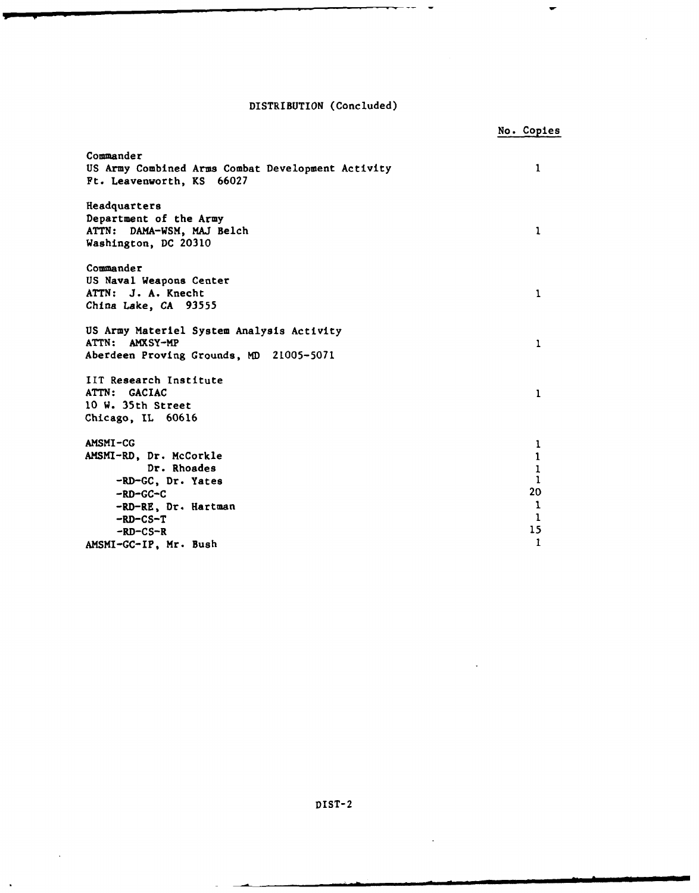DISTRIBUTION (Concluded)

| | No. Copies |
|---|---|
| Commander<br>US Army Combined Arms Combat Development Activity<br>Ft. Leavenworth, KS 66027 | 1 |
| Headquarters<br>Department of the Army<br>ATTN: DAMA-WSM, MAJ Belch<br>Washington, DC 20310 | 1 |
| Commander<br>US Naval Weapons Center<br>ATTN: J. A. Knecht<br>China Lake, CA 93555 | 1 |
| US Army Materiel System Analysis Activity<br>ATTN: AMXSY-MP<br>Aberdeen Proving Grounds, MD 21005-5071 | 1 |
| IIT Research Institute<br>ATTN: GACIAC<br>10 W. 35th Street<br>Chicago, IL 60616 | 1 |
| AMSMI-CG | 1 |
| AMSMI-RD, Dr. McCorkle | 1 |
| Dr. Rhoades | 1 |
| -RD-GC, Dr. Yates | 1 |
| -RD-GC-C | 20 |
| -RD-RE, Dr. Hartman | 1 |
| -RD-CS-T | 1 |
| -RD-CS-R | 15 |
| AMSMI-GC-IP, Mr. Bush | 1 |